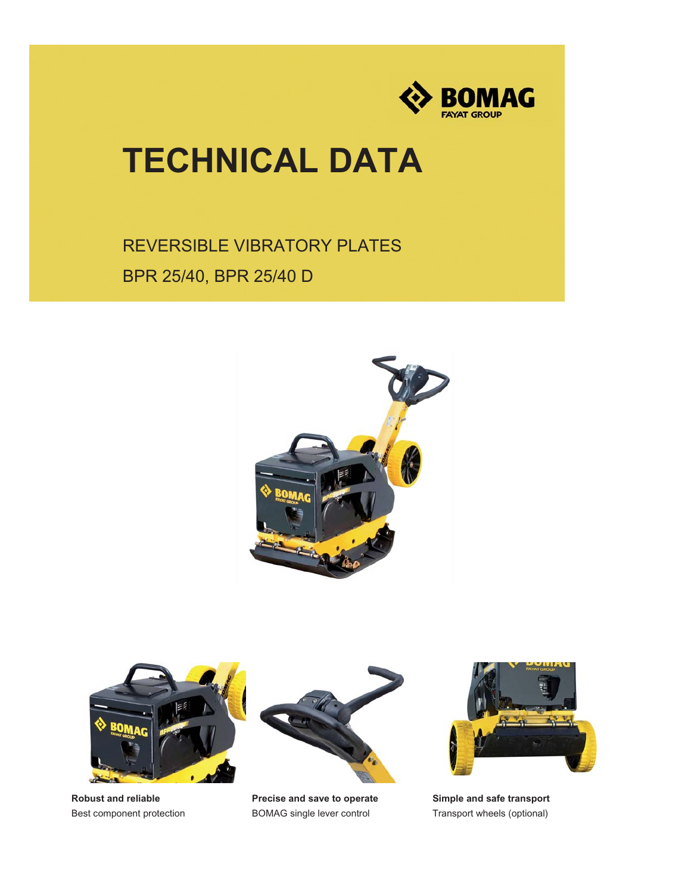BOMAG
FAYAT GROUP

# TECHNICAL DATA

## REVERSIBLE VIBRATORY PLATES

BPR 25/40, BPR 25/40 D

**Robust and reliable**
Best component protection

**Precise and save to operate**
BOMAG single lever control

**Simple and safe transport**
Transport wheels (optional)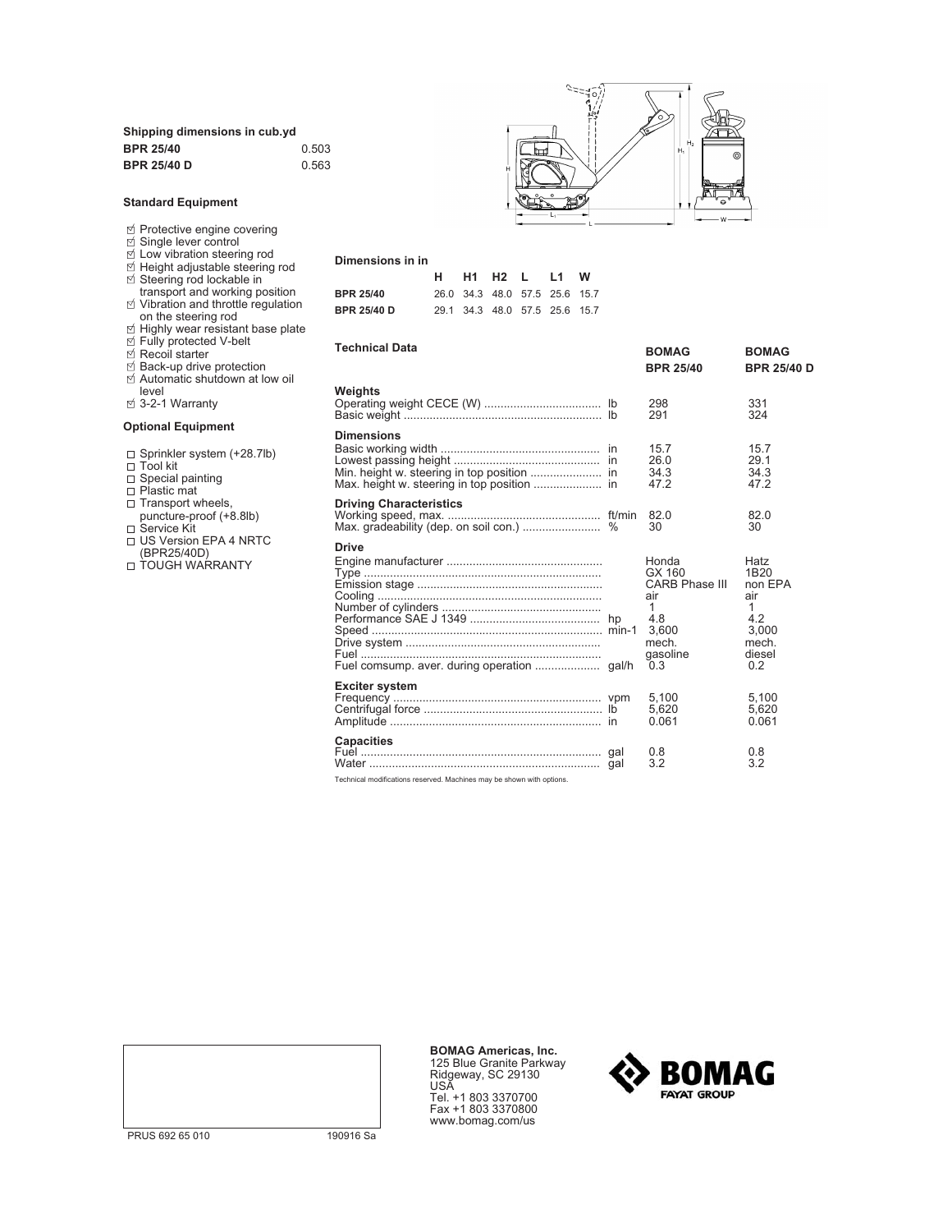**Shipping dimensions in cub.yd**

| | |
|---|---|
| **BPR 25/40** | 0.503 |
| **BPR 25/40 D** | 0.563 |

**Standard Equipment**

- ☑ Protective engine covering
- ☑ Single lever control
- ☑ Low vibration steering rod
- ☑ Height adjustable steering rod
- ☑ Steering rod lockable in transport and working position
- ☑ Vibration and throttle regulation on the steering rod
- ☑ Highly wear resistant base plate
- ☑ Fully protected V-belt
- ☑ Recoil starter
- ☑ Back-up drive protection
- ☑ Automatic shutdown at low oil level
- ☑ 3-2-1 Warranty

**Optional Equipment**

- ☐ Sprinkler system (+28.7lb)
- ☐ Tool kit
- ☐ Special painting
- ☐ Plastic mat
- ☐ Transport wheels, puncture-proof (+8.8lb)
- ☐ Service Kit
- ☐ US Version EPA 4 NRTC (BPR25/40D)
- ☐ TOUGH WARRANTY

**Dimensions in in**

| | H | H1 | H2 | L | L1 | W |
|---|---|---|---|---|---|---|
| **BPR 25/40** | 26.0 | 34.3 | 48.0 | 57.5 | 25.6 | 15.7 |
| **BPR 25/40 D** | 29.1 | 34.3 | 48.0 | 57.5 | 25.6 | 15.7 |

**Technical Data**

| | | BOMAG BPR 25/40 | BOMAG BPR 25/40 D |
|---|---|---|---|
| **Weights** | | | |
| Operating weight CECE (W) | lb | 298 | 331 |
| Basic weight | lb | 291 | 324 |
| **Dimensions** | | | |
| Basic working width | in | 15.7 | 15.7 |
| Lowest passing height | in | 26.0 | 29.1 |
| Min. height w. steering in top position | in | 34.3 | 34.3 |
| Max. height w. steering in top position | in | 47.2 | 47.2 |
| **Driving Characteristics** | | | |
| Working speed, max. | ft/min | 82.0 | 82.0 |
| Max. gradeability (dep. on soil con.) | % | 30 | 30 |
| **Drive** | | | |
| Engine manufacturer | | Honda | Hatz |
| Type | | GX 160 | 1B20 |
| Emission stage | | CARB Phase III | non EPA |
| Cooling | | air | air |
| Number of cylinders | | 1 | 1 |
| Performance SAE J 1349 | hp | 4.8 | 4.2 |
| Speed | min-1 | 3,600 | 3,000 |
| Drive system | | mech. | mech. |
| Fuel | | gasoline | diesel |
| Fuel comsump. aver. during operation | gal/h | 0.3 | 0.2 |
| **Exciter system** | | | |
| Frequency | vpm | 5,100 | 5,100 |
| Centrifugal force | lb | 5,620 | 5,620 |
| Amplitude | in | 0.061 | 0.061 |
| **Capacities** | | | |
| Fuel | gal | 0.8 | 0.8 |
| Water | gal | 3.2 | 3.2 |

Technical modifications reserved. Machines may be shown with options.

**BOMAG Americas, Inc.**
125 Blue Granite Parkway
Ridgeway, SC 29130
USA
Tel. +1 803 3370700
Fax +1 803 3370800
www.bomag.com/us

BOMAG FAYAT GROUP

PRUS 692 65 010 190916 Sa